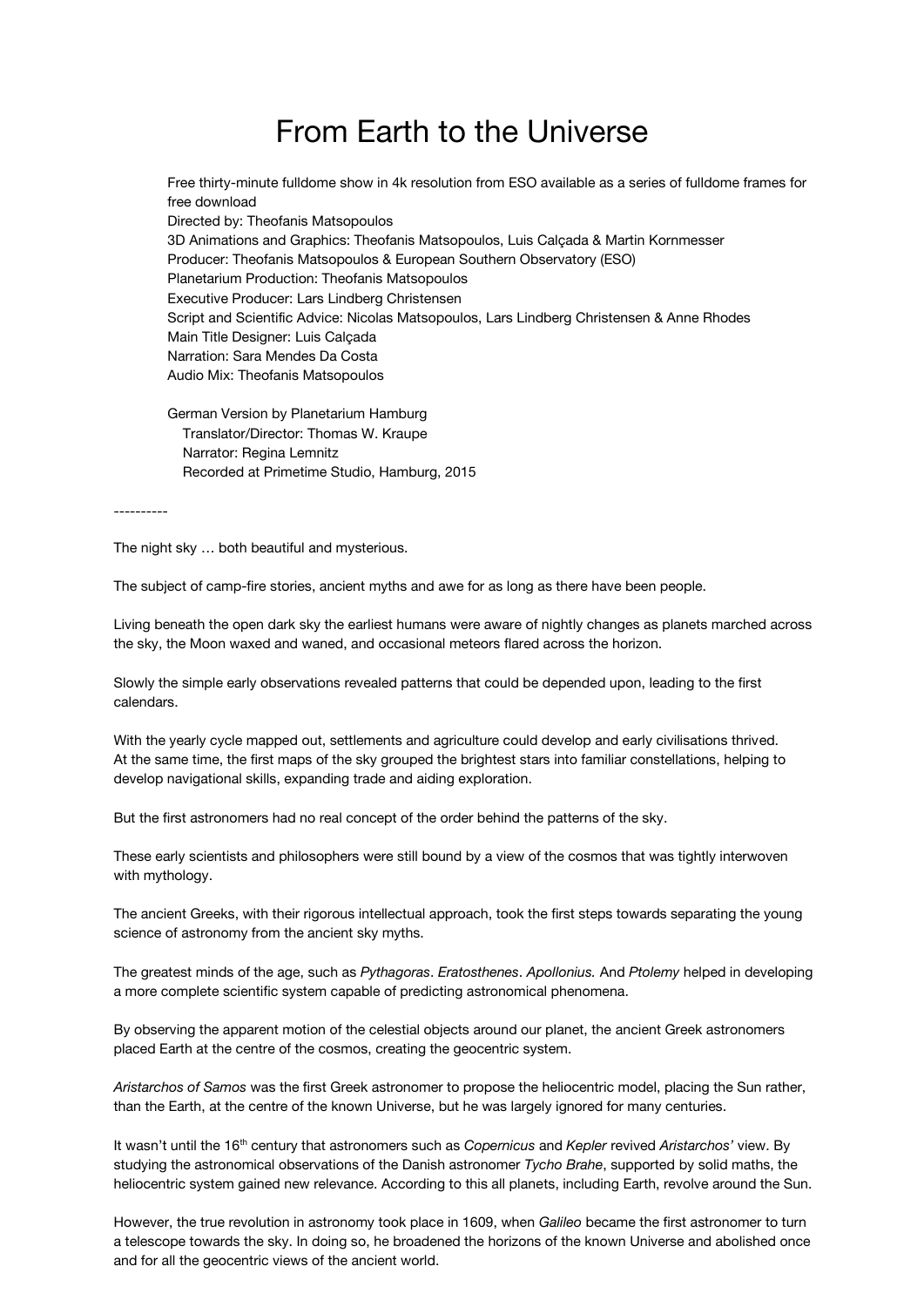# From Earth to the Universe

Free thirty-minute fulldome show in 4k resolution from ESO available as a series of fulldome frames for free download
Directed by: Theofanis Matsopoulos
3D Animations and Graphics: Theofanis Matsopoulos, Luis Calçada & Martin Kornmesser
Producer: Theofanis Matsopoulos & European Southern Observatory (ESO)
Planetarium Production: Theofanis Matsopoulos
Executive Producer: Lars Lindberg Christensen
Script and Scientific Advice: Nicolas Matsopoulos, Lars Lindberg Christensen & Anne Rhodes
Main Title Designer: Luis Calçada
Narration: Sara Mendes Da Costa
Audio Mix: Theofanis Matsopoulos

German Version by Planetarium Hamburg
Translator/Director: Thomas W. Kraupe
Narrator: Regina Lemnitz
Recorded at Primetime Studio, Hamburg, 2015

----------

The night sky … both beautiful and mysterious.

The subject of camp-fire stories, ancient myths and awe for as long as there have been people.

Living beneath the open dark sky the earliest humans were aware of nightly changes as planets marched across the sky, the Moon waxed and waned, and occasional meteors flared across the horizon.

Slowly the simple early observations revealed patterns that could be depended upon, leading to the first calendars.

With the yearly cycle mapped out, settlements and agriculture could develop and early civilisations thrived. At the same time, the first maps of the sky grouped the brightest stars into familiar constellations, helping to develop navigational skills, expanding trade and aiding exploration.

But the first astronomers had no real concept of the order behind the patterns of the sky.

These early scientists and philosophers were still bound by a view of the cosmos that was tightly interwoven with mythology.

The ancient Greeks, with their rigorous intellectual approach, took the first steps towards separating the young science of astronomy from the ancient sky myths.

The greatest minds of the age, such as *Pythagoras*. *Eratosthenes*. *Apollonius.* And *Ptolemy* helped in developing a more complete scientific system capable of predicting astronomical phenomena.

By observing the apparent motion of the celestial objects around our planet, the ancient Greek astronomers placed Earth at the centre of the cosmos, creating the geocentric system.

*Aristarchos of Samos* was the first Greek astronomer to propose the heliocentric model, placing the Sun rather, than the Earth, at the centre of the known Universe, but he was largely ignored for many centuries.

It wasn't until the 16th century that astronomers such as *Copernicus* and *Kepler* revived *Aristarchos'* view. By studying the astronomical observations of the Danish astronomer *Tycho Brahe*, supported by solid maths, the heliocentric system gained new relevance. According to this all planets, including Earth, revolve around the Sun.

However, the true revolution in astronomy took place in 1609, when *Galileo* became the first astronomer to turn a telescope towards the sky. In doing so, he broadened the horizons of the known Universe and abolished once and for all the geocentric views of the ancient world.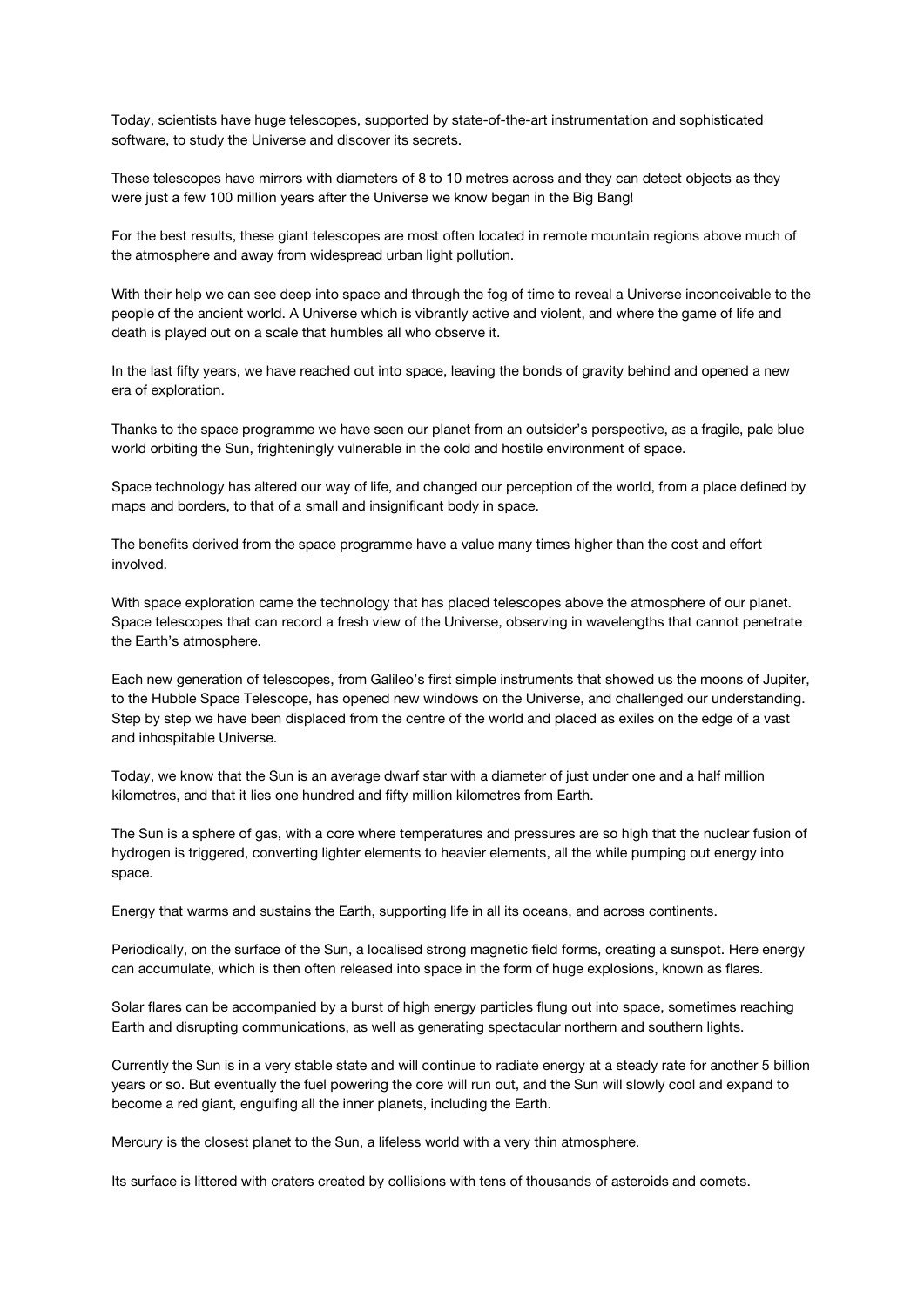Today, scientists have huge telescopes, supported by state-of-the-art instrumentation and sophisticated software, to study the Universe and discover its secrets.

These telescopes have mirrors with diameters of 8 to 10 metres across and they can detect objects as they were just a few 100 million years after the Universe we know began in the Big Bang!

For the best results, these giant telescopes are most often located in remote mountain regions above much of the atmosphere and away from widespread urban light pollution.

With their help we can see deep into space and through the fog of time to reveal a Universe inconceivable to the people of the ancient world. A Universe which is vibrantly active and violent, and where the game of life and death is played out on a scale that humbles all who observe it.

In the last fifty years, we have reached out into space, leaving the bonds of gravity behind and opened a new era of exploration.

Thanks to the space programme we have seen our planet from an outsider's perspective, as a fragile, pale blue world orbiting the Sun, frighteningly vulnerable in the cold and hostile environment of space.

Space technology has altered our way of life, and changed our perception of the world, from a place defined by maps and borders, to that of a small and insignificant body in space.

The benefits derived from the space programme have a value many times higher than the cost and effort involved.

With space exploration came the technology that has placed telescopes above the atmosphere of our planet. Space telescopes that can record a fresh view of the Universe, observing in wavelengths that cannot penetrate the Earth's atmosphere.

Each new generation of telescopes, from Galileo's first simple instruments that showed us the moons of Jupiter, to the Hubble Space Telescope, has opened new windows on the Universe, and challenged our understanding. Step by step we have been displaced from the centre of the world and placed as exiles on the edge of a vast and inhospitable Universe.

Today, we know that the Sun is an average dwarf star with a diameter of just under one and a half million kilometres, and that it lies one hundred and fifty million kilometres from Earth.

The Sun is a sphere of gas, with a core where temperatures and pressures are so high that the nuclear fusion of hydrogen is triggered, converting lighter elements to heavier elements, all the while pumping out energy into space.

Energy that warms and sustains the Earth, supporting life in all its oceans, and across continents.

Periodically, on the surface of the Sun, a localised strong magnetic field forms, creating a sunspot. Here energy can accumulate, which is then often released into space in the form of huge explosions, known as flares.

Solar flares can be accompanied by a burst of high energy particles flung out into space, sometimes reaching Earth and disrupting communications, as well as generating spectacular northern and southern lights.

Currently the Sun is in a very stable state and will continue to radiate energy at a steady rate for another 5 billion years or so. But eventually the fuel powering the core will run out, and the Sun will slowly cool and expand to become a red giant, engulfing all the inner planets, including the Earth.

Mercury is the closest planet to the Sun, a lifeless world with a very thin atmosphere.

Its surface is littered with craters created by collisions with tens of thousands of asteroids and comets.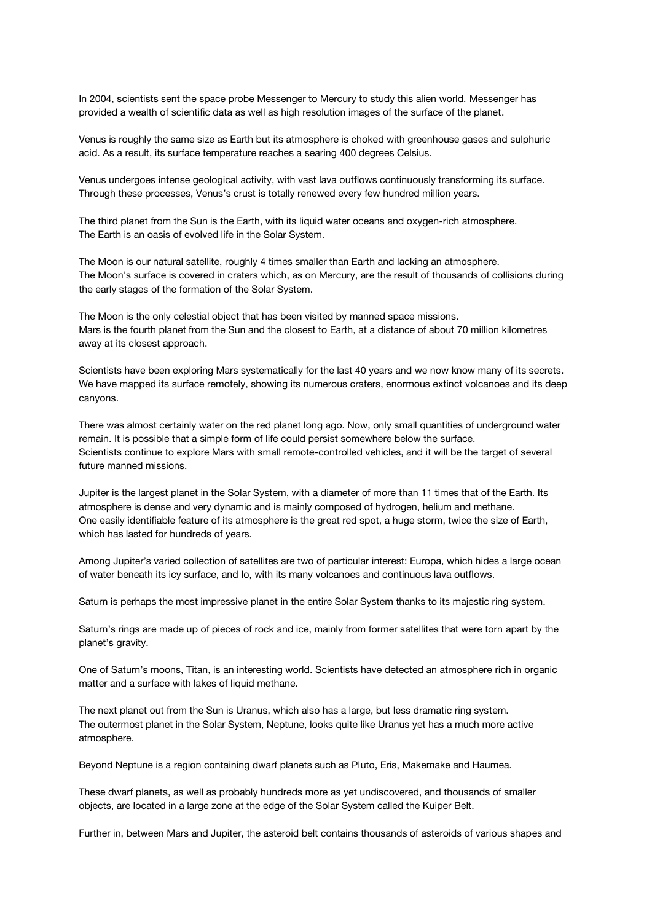In 2004, scientists sent the space probe Messenger to Mercury to study this alien world. Messenger has provided a wealth of scientific data as well as high resolution images of the surface of the planet.

Venus is roughly the same size as Earth but its atmosphere is choked with greenhouse gases and sulphuric acid. As a result, its surface temperature reaches a searing 400 degrees Celsius.

Venus undergoes intense geological activity, with vast lava outflows continuously transforming its surface. Through these processes, Venus's crust is totally renewed every few hundred million years.

The third planet from the Sun is the Earth, with its liquid water oceans and oxygen-rich atmosphere. The Earth is an oasis of evolved life in the Solar System.

The Moon is our natural satellite, roughly 4 times smaller than Earth and lacking an atmosphere. The Moon's surface is covered in craters which, as on Mercury, are the result of thousands of collisions during the early stages of the formation of the Solar System.

The Moon is the only celestial object that has been visited by manned space missions.
Mars is the fourth planet from the Sun and the closest to Earth, at a distance of about 70 million kilometres away at its closest approach.

Scientists have been exploring Mars systematically for the last 40 years and we now know many of its secrets. We have mapped its surface remotely, showing its numerous craters, enormous extinct volcanoes and its deep canyons.

There was almost certainly water on the red planet long ago. Now, only small quantities of underground water remain. It is possible that a simple form of life could persist somewhere below the surface.
Scientists continue to explore Mars with small remote-controlled vehicles, and it will be the target of several future manned missions.

Jupiter is the largest planet in the Solar System, with a diameter of more than 11 times that of the Earth. Its atmosphere is dense and very dynamic and is mainly composed of hydrogen, helium and methane.
One easily identifiable feature of its atmosphere is the great red spot, a huge storm, twice the size of Earth, which has lasted for hundreds of years.

Among Jupiter's varied collection of satellites are two of particular interest: Europa, which hides a large ocean of water beneath its icy surface, and Io, with its many volcanoes and continuous lava outflows.

Saturn is perhaps the most impressive planet in the entire Solar System thanks to its majestic ring system.

Saturn's rings are made up of pieces of rock and ice, mainly from former satellites that were torn apart by the planet's gravity.

One of Saturn's moons, Titan, is an interesting world. Scientists have detected an atmosphere rich in organic matter and a surface with lakes of liquid methane.

The next planet out from the Sun is Uranus, which also has a large, but less dramatic ring system.
The outermost planet in the Solar System, Neptune, looks quite like Uranus yet has a much more active atmosphere.

Beyond Neptune is a region containing dwarf planets such as Pluto, Eris, Makemake and Haumea.

These dwarf planets, as well as probably hundreds more as yet undiscovered, and thousands of smaller objects, are located in a large zone at the edge of the Solar System called the Kuiper Belt.

Further in, between Mars and Jupiter, the asteroid belt contains thousands of asteroids of various shapes and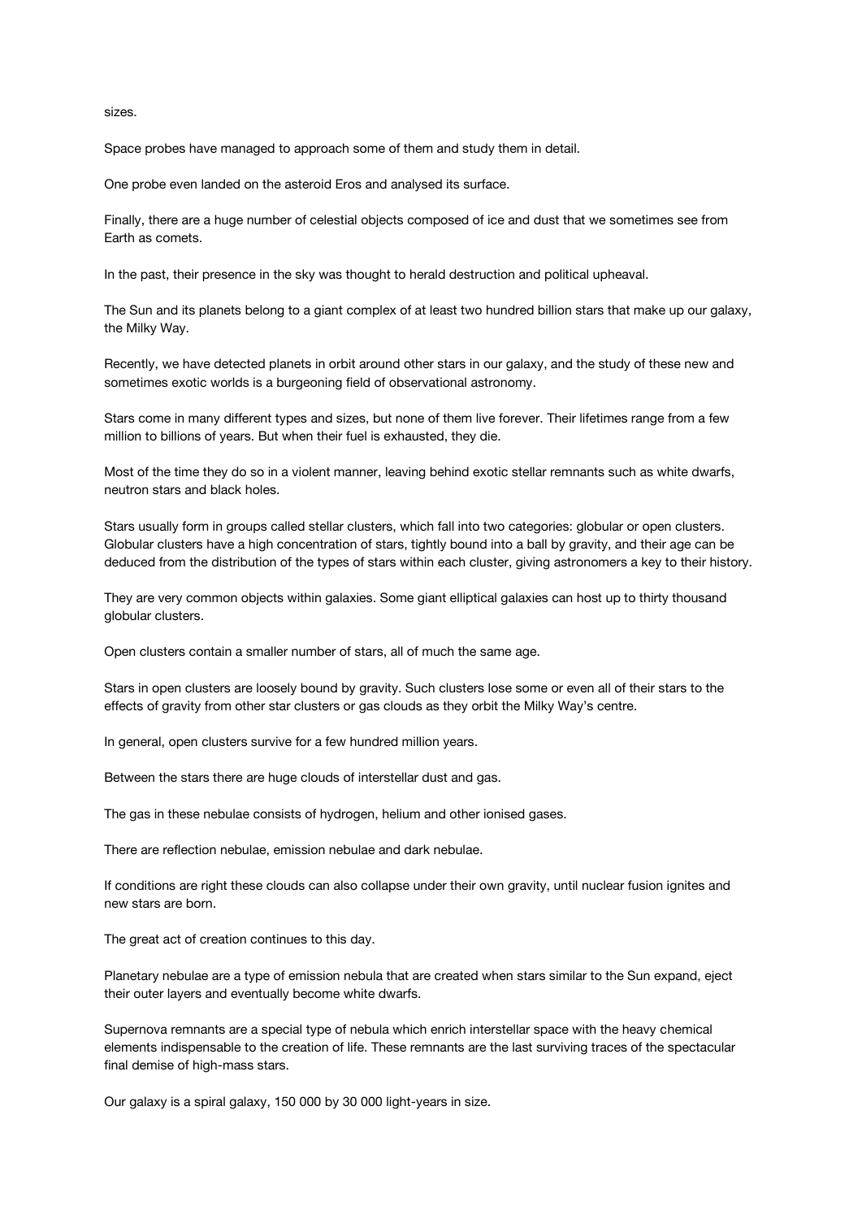sizes.

Space probes have managed to approach some of them and study them in detail.

One probe even landed on the asteroid Eros and analysed its surface.

Finally, there are a huge number of celestial objects composed of ice and dust that we sometimes see from Earth as comets.

In the past, their presence in the sky was thought to herald destruction and political upheaval.

The Sun and its planets belong to a giant complex of at least two hundred billion stars that make up our galaxy, the Milky Way.

Recently, we have detected planets in orbit around other stars in our galaxy, and the study of these new and sometimes exotic worlds is a burgeoning field of observational astronomy.

Stars come in many different types and sizes, but none of them live forever. Their lifetimes range from a few million to billions of years. But when their fuel is exhausted, they die.

Most of the time they do so in a violent manner, leaving behind exotic stellar remnants such as white dwarfs, neutron stars and black holes.

Stars usually form in groups called stellar clusters, which fall into two categories: globular or open clusters. Globular clusters have a high concentration of stars, tightly bound into a ball by gravity, and their age can be deduced from the distribution of the types of stars within each cluster, giving astronomers a key to their history.

They are very common objects within galaxies. Some giant elliptical galaxies can host up to thirty thousand globular clusters.

Open clusters contain a smaller number of stars, all of much the same age.

Stars in open clusters are loosely bound by gravity. Such clusters lose some or even all of their stars to the effects of gravity from other star clusters or gas clouds as they orbit the Milky Way's centre.

In general, open clusters survive for a few hundred million years.

Between the stars there are huge clouds of interstellar dust and gas.

The gas in these nebulae consists of hydrogen, helium and other ionised gases.

There are reflection nebulae, emission nebulae and dark nebulae.

If conditions are right these clouds can also collapse under their own gravity, until nuclear fusion ignites and new stars are born.

The great act of creation continues to this day.

Planetary nebulae are a type of emission nebula that are created when stars similar to the Sun expand, eject their outer layers and eventually become white dwarfs.

Supernova remnants are a special type of nebula which enrich interstellar space with the heavy chemical elements indispensable to the creation of life. These remnants are the last surviving traces of the spectacular final demise of high-mass stars.

Our galaxy is a spiral galaxy, 150 000 by 30 000 light-years in size.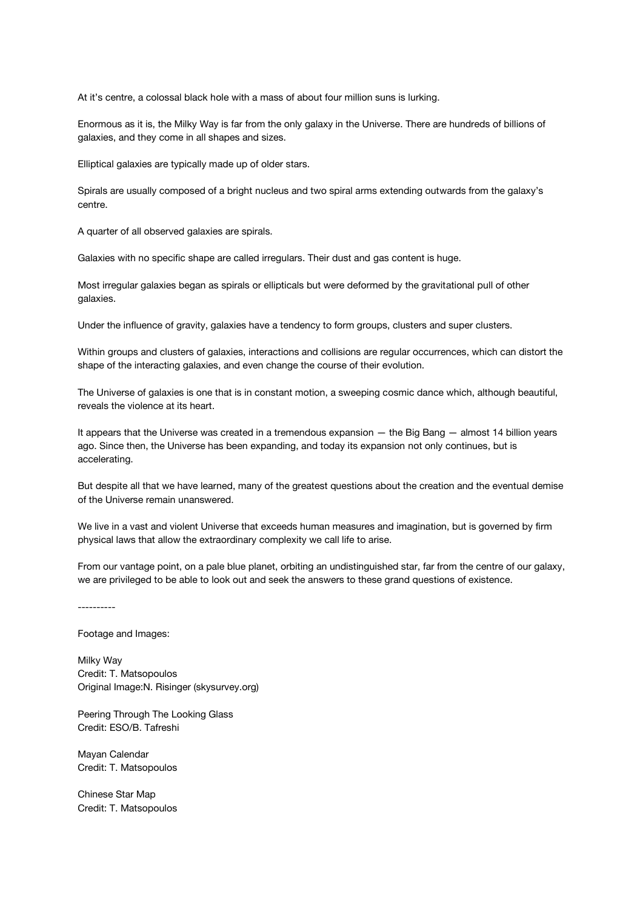At it's centre, a colossal black hole with a mass of about four million suns is lurking.

Enormous as it is, the Milky Way is far from the only galaxy in the Universe. There are hundreds of billions of galaxies, and they come in all shapes and sizes.

Elliptical galaxies are typically made up of older stars.

Spirals are usually composed of a bright nucleus and two spiral arms extending outwards from the galaxy's centre.

A quarter of all observed galaxies are spirals.

Galaxies with no specific shape are called irregulars. Their dust and gas content is huge.

Most irregular galaxies began as spirals or ellipticals but were deformed by the gravitational pull of other galaxies.

Under the influence of gravity, galaxies have a tendency to form groups, clusters and super clusters.

Within groups and clusters of galaxies, interactions and collisions are regular occurrences, which can distort the shape of the interacting galaxies, and even change the course of their evolution.

The Universe of galaxies is one that is in constant motion, a sweeping cosmic dance which, although beautiful, reveals the violence at its heart.

It appears that the Universe was created in a tremendous expansion — the Big Bang — almost 14 billion years ago. Since then, the Universe has been expanding, and today its expansion not only continues, but is accelerating.

But despite all that we have learned, many of the greatest questions about the creation and the eventual demise of the Universe remain unanswered.

We live in a vast and violent Universe that exceeds human measures and imagination, but is governed by firm physical laws that allow the extraordinary complexity we call life to arise.

From our vantage point, on a pale blue planet, orbiting an undistinguished star, far from the centre of our galaxy, we are privileged to be able to look out and seek the answers to these grand questions of existence.

----------

Footage and Images:

Milky Way
Credit: T. Matsopoulos
Original Image:N. Risinger (skysurvey.org)

Peering Through The Looking Glass
Credit: ESO/B. Tafreshi

Mayan Calendar
Credit: T. Matsopoulos

Chinese Star Map
Credit: T. Matsopoulos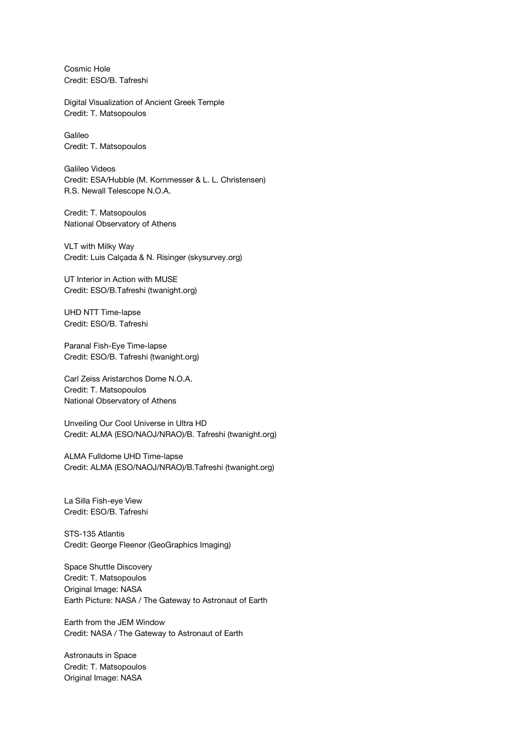Cosmic Hole
Credit: ESO/B. Tafreshi

Digital Visualization of Ancient Greek Temple
Credit: T. Matsopoulos

Galileo
Credit: T. Matsopoulos

Galileo Videos
Credit: ESA/Hubble (M. Kornmesser & L. L. Christensen)
R.S. Newall Telescope N.O.A.

Credit: T. Matsopoulos
National Observatory of Athens

VLT with Milky Way
Credit: Luis Calçada & N. Risinger (skysurvey.org)

UT Interior in Action with MUSE
Credit: ESO/B.Tafreshi (twanight.org)

UHD NTT Time-lapse
Credit: ESO/B. Tafreshi

Paranal Fish-Eye Time-lapse
Credit: ESO/B. Tafreshi (twanight.org)

Carl Zeiss Aristarchos Dome N.O.A.
Credit: T. Matsopoulos
National Observatory of Athens

Unveiling Our Cool Universe in Ultra HD
Credit: ALMA (ESO/NAOJ/NRAO)/B. Tafreshi (twanight.org)

ALMA Fulldome UHD Time-lapse
Credit: ALMA (ESO/NAOJ/NRAO)/B.Tafreshi (twanight.org)

La Silla Fish-eye View
Credit: ESO/B. Tafreshi

STS-135 Atlantis
Credit: George Fleenor (GeoGraphics Imaging)

Space Shuttle Discovery
Credit: T. Matsopoulos
Original Image: NASA
Earth Picture: NASA / The Gateway to Astronaut of Earth

Earth from the JEM Window
Credit: NASA / The Gateway to Astronaut of Earth

Astronauts in Space
Credit: T. Matsopoulos
Original Image: NASA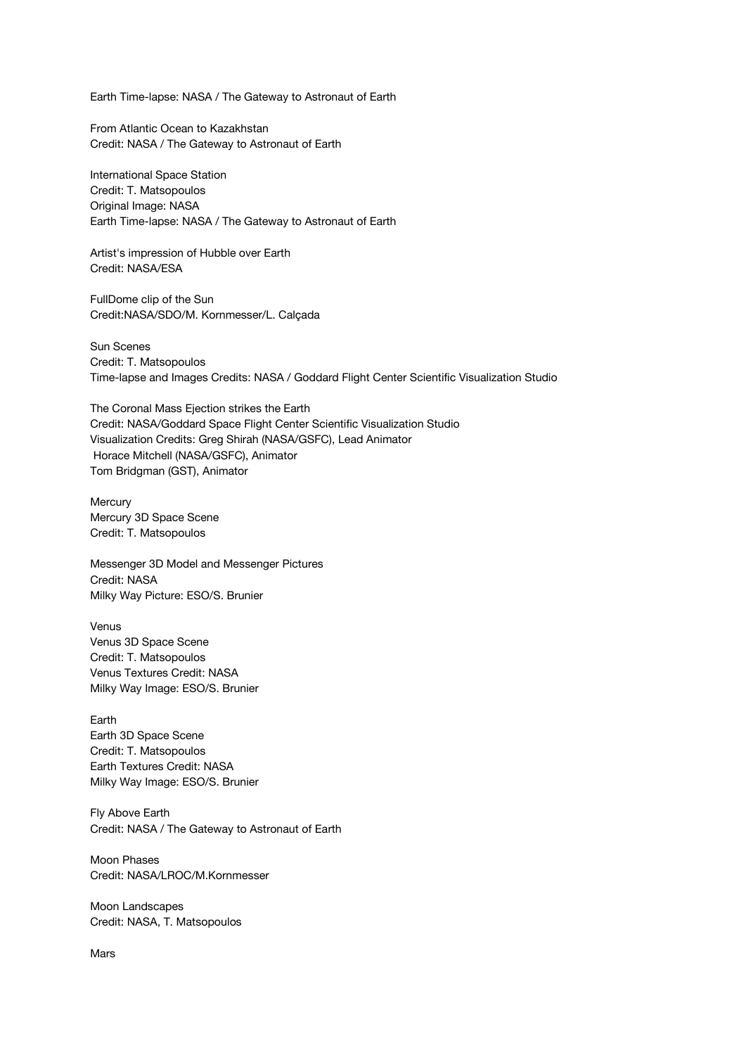Earth Time-lapse: NASA / The Gateway to Astronaut of Earth

From Atlantic Ocean to Kazakhstan
Credit: NASA / The Gateway to Astronaut of Earth

International Space Station
Credit: T. Matsopoulos
Original Image: NASA
Earth Time-lapse: NASA / The Gateway to Astronaut of Earth

Artist's impression of Hubble over Earth
Credit: NASA/ESA

FullDome clip of the Sun
Credit:NASA/SDO/M. Kornmesser/L. Calçada

Sun Scenes
Credit: T. Matsopoulos
Time-lapse and Images Credits: NASA / Goddard Flight Center Scientific Visualization Studio

The Coronal Mass Ejection strikes the Earth
Credit: NASA/Goddard Space Flight Center Scientific Visualization Studio
Visualization Credits: Greg Shirah (NASA/GSFC), Lead Animator
Horace Mitchell (NASA/GSFC), Animator
Tom Bridgman (GST), Animator

Mercury
Mercury 3D Space Scene
Credit: T. Matsopoulos

Messenger 3D Model and Messenger Pictures
Credit: NASA
Milky Way Picture: ESO/S. Brunier

Venus
Venus 3D Space Scene
Credit: T. Matsopoulos
Venus Textures Credit: NASA
Milky Way Image: ESO/S. Brunier

Earth
Earth 3D Space Scene
Credit: T. Matsopoulos
Earth Textures Credit: NASA
Milky Way Image: ESO/S. Brunier

Fly Above Earth
Credit: NASA / The Gateway to Astronaut of Earth

Moon Phases
Credit: NASA/LROC/M.Kornmesser

Moon Landscapes
Credit: NASA, T. Matsopoulos

Mars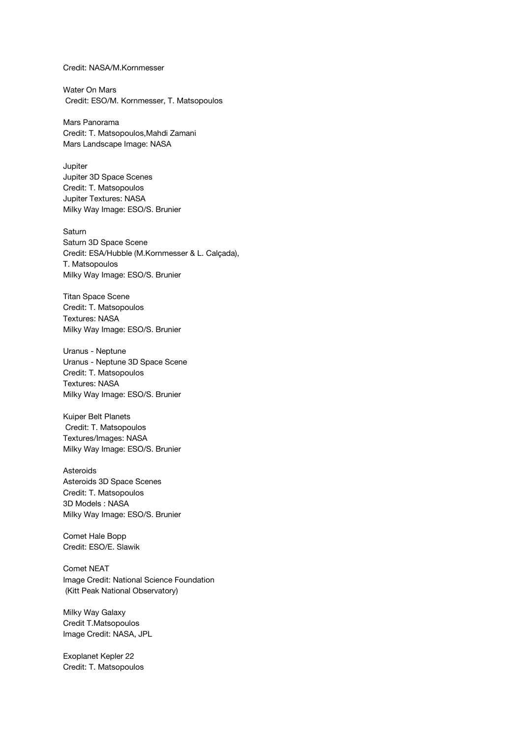Credit: NASA/M.Kornmesser

Water On Mars
Credit: ESO/M. Kornmesser, T. Matsopoulos

Mars Panorama
Credit: T. Matsopoulos,Mahdi Zamani
Mars Landscape Image: NASA

Jupiter
Jupiter 3D Space Scenes
Credit: T. Matsopoulos
Jupiter Textures: NASA
Milky Way Image: ESO/S. Brunier

Saturn
Saturn 3D Space Scene
Credit: ESA/Hubble (M.Kornmesser & L. Calçada),
T. Matsopoulos
Milky Way Image: ESO/S. Brunier

Titan Space Scene
Credit: T. Matsopoulos
Textures: NASA
Milky Way Image: ESO/S. Brunier

Uranus - Neptune
Uranus - Neptune 3D Space Scene
Credit: T. Matsopoulos
Textures: NASA
Milky Way Image: ESO/S. Brunier

Kuiper Belt Planets
Credit: T. Matsopoulos
Textures/Images: NASA
Milky Way Image: ESO/S. Brunier

Asteroids
Asteroids 3D Space Scenes
Credit: T. Matsopoulos
3D Models : NASA
Milky Way Image: ESO/S. Brunier

Comet Hale Bopp
Credit: ESO/E. Slawik

Comet NEAT
Image Credit: National Science Foundation
(Kitt Peak National Observatory)

Milky Way Galaxy
Credit T.Matsopoulos
Image Credit: NASA, JPL

Exoplanet Kepler 22
Credit: T. Matsopoulos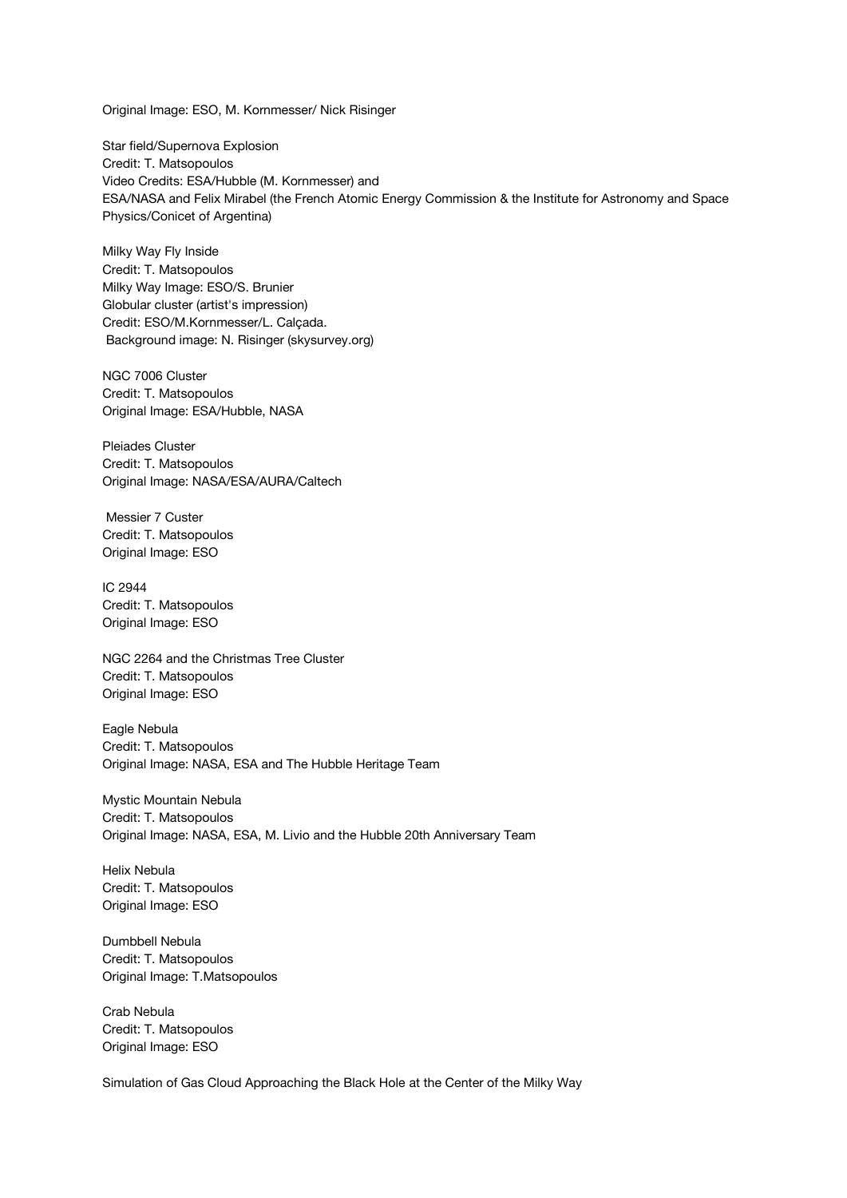Original Image: ESO, M. Kornmesser/ Nick Risinger

Star field/Supernova Explosion
Credit: T. Matsopoulos
Video Credits: ESA/Hubble (M. Kornmesser) and
ESA/NASA and Felix Mirabel (the French Atomic Energy Commission & the Institute for Astronomy and Space Physics/Conicet of Argentina)

Milky Way Fly Inside
Credit: T. Matsopoulos
Milky Way Image: ESO/S. Brunier
Globular cluster (artist's impression)
Credit: ESO/M.Kornmesser/L. Calçada.
Background image: N. Risinger (skysurvey.org)

NGC 7006 Cluster
Credit: T. Matsopoulos
Original Image: ESA/Hubble, NASA

Pleiades Cluster
Credit: T. Matsopoulos
Original Image: NASA/ESA/AURA/Caltech

Messier 7 Custer
Credit: T. Matsopoulos
Original Image: ESO

IC 2944
Credit: T. Matsopoulos
Original Image: ESO

NGC 2264 and the Christmas Tree Cluster
Credit: T. Matsopoulos
Original Image: ESO

Eagle Nebula
Credit: T. Matsopoulos
Original Image: NASA, ESA and The Hubble Heritage Team

Mystic Mountain Nebula
Credit: T. Matsopoulos
Original Image: NASA, ESA, M. Livio and the Hubble 20th Anniversary Team

Helix Nebula
Credit: T. Matsopoulos
Original Image: ESO

Dumbbell Nebula
Credit: T. Matsopoulos
Original Image: T.Matsopoulos

Crab Nebula
Credit: T. Matsopoulos
Original Image: ESO

Simulation of Gas Cloud Approaching the Black Hole at the Center of the Milky Way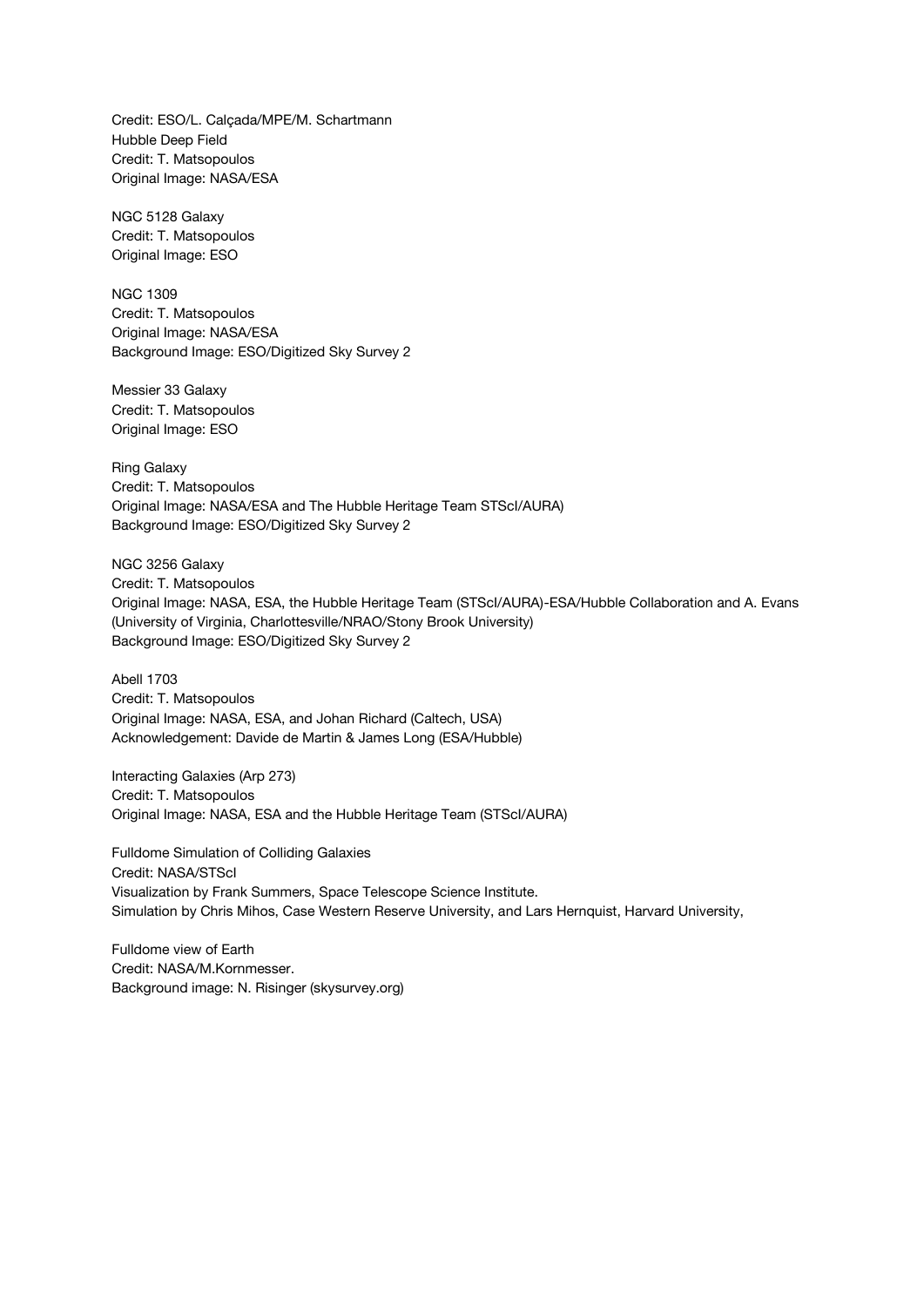Credit: ESO/L. Calçada/MPE/M. Schartmann
Hubble Deep Field
Credit: T. Matsopoulos
Original Image: NASA/ESA

NGC 5128 Galaxy
Credit: T. Matsopoulos
Original Image: ESO

NGC 1309
Credit: T. Matsopoulos
Original Image: NASA/ESA
Background Image: ESO/Digitized Sky Survey 2

Messier 33 Galaxy
Credit: T. Matsopoulos
Original Image: ESO

Ring Galaxy
Credit: T. Matsopoulos
Original Image: NASA/ESA and The Hubble Heritage Team STScI/AURA)
Background Image: ESO/Digitized Sky Survey 2

NGC 3256 Galaxy
Credit: T. Matsopoulos
Original Image: NASA, ESA, the Hubble Heritage Team (STScI/AURA)-ESA/Hubble Collaboration and A. Evans (University of Virginia, Charlottesville/NRAO/Stony Brook University)
Background Image: ESO/Digitized Sky Survey 2

Abell 1703
Credit: T. Matsopoulos
Original Image: NASA, ESA, and Johan Richard (Caltech, USA)
Acknowledgement: Davide de Martin & James Long (ESA/Hubble)

Interacting Galaxies (Arp 273)
Credit: T. Matsopoulos
Original Image: NASA, ESA and the Hubble Heritage Team (STScI/AURA)

Fulldome Simulation of Colliding Galaxies
Credit: NASA/STScI
Visualization by Frank Summers, Space Telescope Science Institute.
Simulation by Chris Mihos, Case Western Reserve University, and Lars Hernquist, Harvard University,

Fulldome view of Earth
Credit: NASA/M.Kornmesser.
Background image: N. Risinger (skysurvey.org)